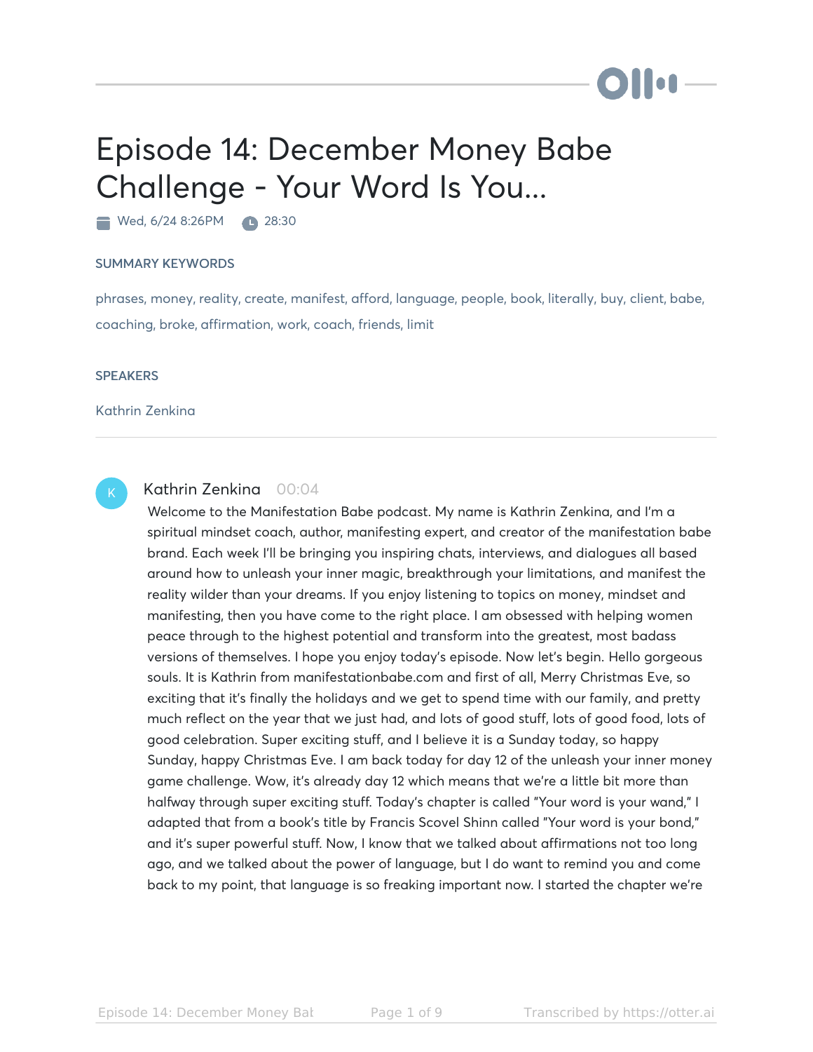# Episode 14: December Money Babe Challenge - Your Word Is You...

Wed, 6/24 8:26PM   28:30

### SUMMARY KEYWORDS

phrases, money, reality, create, manifest, afford, language, people, book, literally, buy, client, babe, coaching, broke, affirmation, work, coach, friends, limit

### SPEAKERS

Kathrin Zenkina

---

**Kathrin Zenkina** 00:04

Welcome to the Manifestation Babe podcast. My name is Kathrin Zenkina, and I'm a spiritual mindset coach, author, manifesting expert, and creator of the manifestation babe brand. Each week I'll be bringing you inspiring chats, interviews, and dialogues all based around how to unleash your inner magic, breakthrough your limitations, and manifest the reality wilder than your dreams. If you enjoy listening to topics on money, mindset and manifesting, then you have come to the right place. I am obsessed with helping women peace through to the highest potential and transform into the greatest, most badass versions of themselves. I hope you enjoy today's episode. Now let's begin. Hello gorgeous souls. It is Kathrin from manifestationbabe.com and first of all, Merry Christmas Eve, so exciting that it's finally the holidays and we get to spend time with our family, and pretty much reflect on the year that we just had, and lots of good stuff, lots of good food, lots of good celebration. Super exciting stuff, and I believe it is a Sunday today, so happy Sunday, happy Christmas Eve. I am back today for day 12 of the unleash your inner money game challenge. Wow, it's already day 12 which means that we're a little bit more than halfway through super exciting stuff. Today's chapter is called "Your word is your wand," I adapted that from a book's title by Francis Scovel Shinn called "Your word is your bond," and it's super powerful stuff. Now, I know that we talked about affirmations not too long ago, and we talked about the power of language, but I do want to remind you and come back to my point, that language is so freaking important now. I started the chapter we're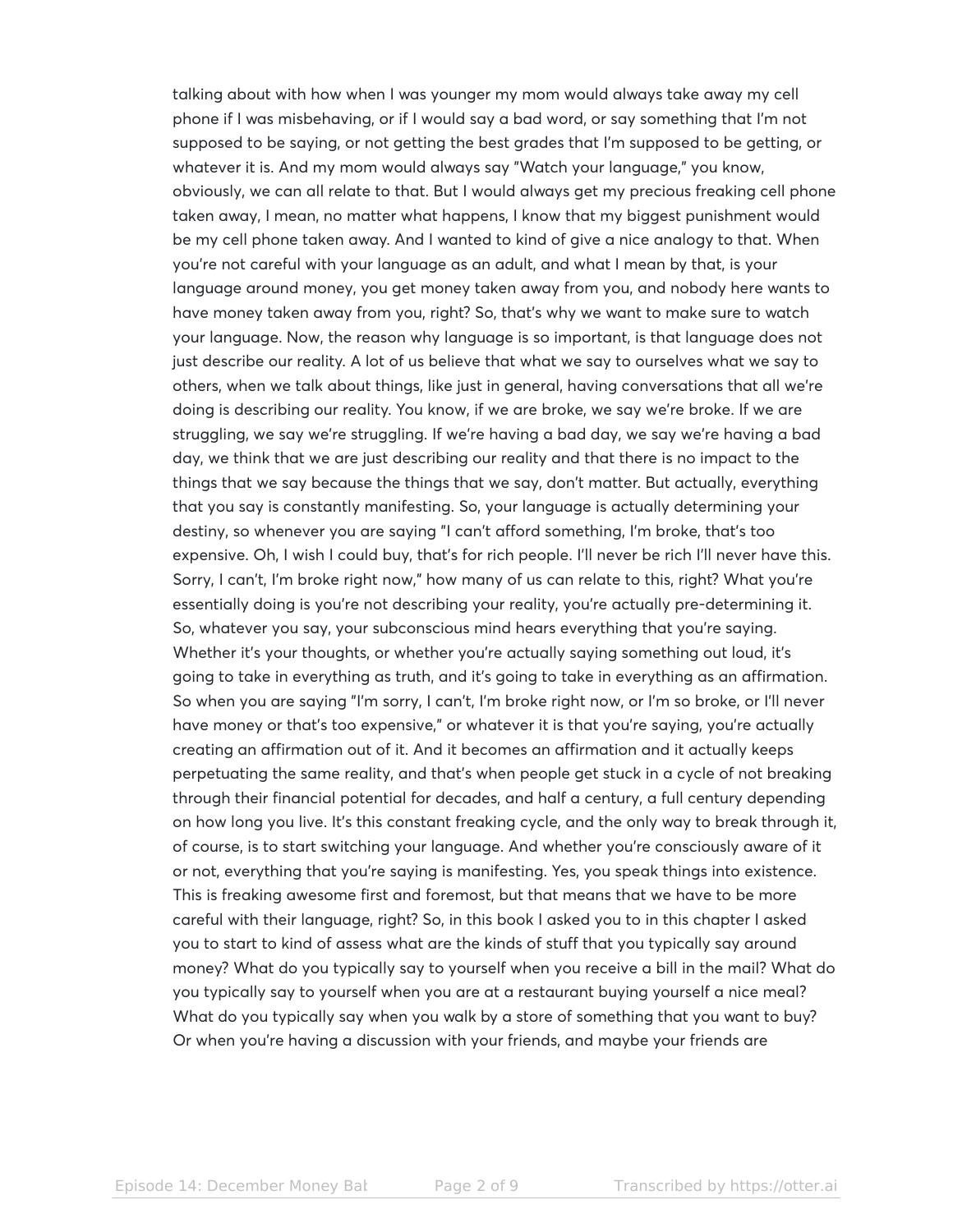talking about with how when I was younger my mom would always take away my cell phone if I was misbehaving, or if I would say a bad word, or say something that I'm not supposed to be saying, or not getting the best grades that I'm supposed to be getting, or whatever it is. And my mom would always say "Watch your language," you know, obviously, we can all relate to that. But I would always get my precious freaking cell phone taken away, I mean, no matter what happens, I know that my biggest punishment would be my cell phone taken away. And I wanted to kind of give a nice analogy to that. When you're not careful with your language as an adult, and what I mean by that, is your language around money, you get money taken away from you, and nobody here wants to have money taken away from you, right? So, that's why we want to make sure to watch your language. Now, the reason why language is so important, is that language does not just describe our reality. A lot of us believe that what we say to ourselves what we say to others, when we talk about things, like just in general, having conversations that all we're doing is describing our reality. You know, if we are broke, we say we're broke. If we are struggling, we say we're struggling. If we're having a bad day, we say we're having a bad day, we think that we are just describing our reality and that there is no impact to the things that we say because the things that we say, don't matter. But actually, everything that you say is constantly manifesting. So, your language is actually determining your destiny, so whenever you are saying "I can't afford something, I'm broke, that's too expensive. Oh, I wish I could buy, that's for rich people. I'll never be rich I'll never have this. Sorry, I can't, I'm broke right now," how many of us can relate to this, right? What you're essentially doing is you're not describing your reality, you're actually pre-determining it. So, whatever you say, your subconscious mind hears everything that you're saying. Whether it's your thoughts, or whether you're actually saying something out loud, it's going to take in everything as truth, and it's going to take in everything as an affirmation. So when you are saying "I'm sorry, I can't, I'm broke right now, or I'm so broke, or I'll never have money or that's too expensive," or whatever it is that you're saying, you're actually creating an affirmation out of it. And it becomes an affirmation and it actually keeps perpetuating the same reality, and that's when people get stuck in a cycle of not breaking through their financial potential for decades, and half a century, a full century depending on how long you live. It's this constant freaking cycle, and the only way to break through it, of course, is to start switching your language. And whether you're consciously aware of it or not, everything that you're saying is manifesting. Yes, you speak things into existence. This is freaking awesome first and foremost, but that means that we have to be more careful with their language, right? So, in this book I asked you to in this chapter I asked you to start to kind of assess what are the kinds of stuff that you typically say around money? What do you typically say to yourself when you receive a bill in the mail? What do you typically say to yourself when you are at a restaurant buying yourself a nice meal? What do you typically say when you walk by a store of something that you want to buy? Or when you're having a discussion with your friends, and maybe your friends are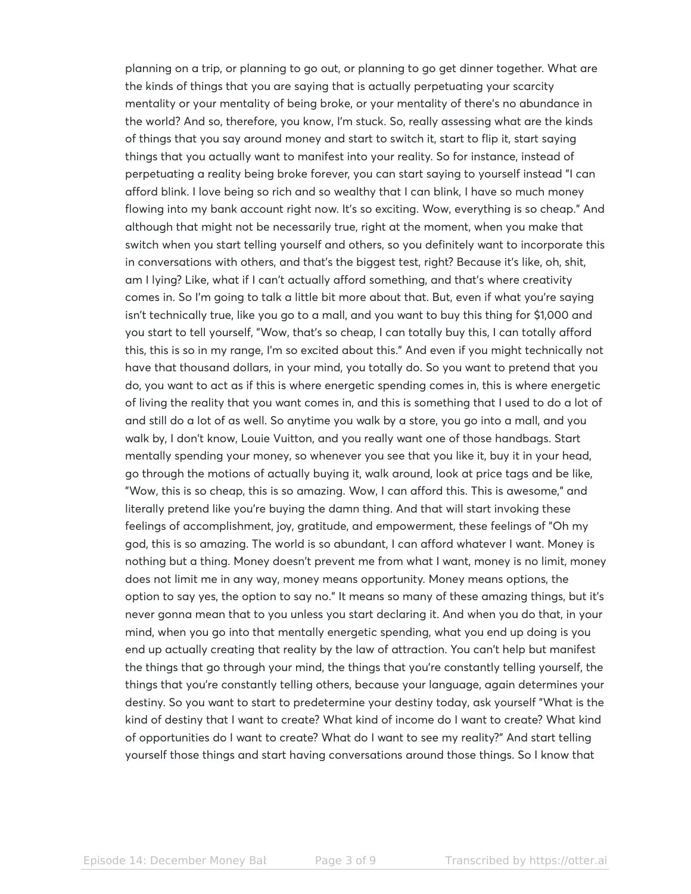planning on a trip, or planning to go out, or planning to go get dinner together. What are the kinds of things that you are saying that is actually perpetuating your scarcity mentality or your mentality of being broke, or your mentality of there's no abundance in the world? And so, therefore, you know, I'm stuck. So, really assessing what are the kinds of things that you say around money and start to switch it, start to flip it, start saying things that you actually want to manifest into your reality. So for instance, instead of perpetuating a reality being broke forever, you can start saying to yourself instead "I can afford blink. I love being so rich and so wealthy that I can blink, I have so much money flowing into my bank account right now. It's so exciting. Wow, everything is so cheap." And although that might not be necessarily true, right at the moment, when you make that switch when you start telling yourself and others, so you definitely want to incorporate this in conversations with others, and that's the biggest test, right? Because it's like, oh, shit, am I lying? Like, what if I can't actually afford something, and that's where creativity comes in. So I'm going to talk a little bit more about that. But, even if what you're saying isn't technically true, like you go to a mall, and you want to buy this thing for $1,000 and you start to tell yourself, "Wow, that's so cheap, I can totally buy this, I can totally afford this, this is so in my range, I'm so excited about this." And even if you might technically not have that thousand dollars, in your mind, you totally do. So you want to pretend that you do, you want to act as if this is where energetic spending comes in, this is where energetic of living the reality that you want comes in, and this is something that I used to do a lot of and still do a lot of as well. So anytime you walk by a store, you go into a mall, and you walk by, I don't know, Louie Vuitton, and you really want one of those handbags. Start mentally spending your money, so whenever you see that you like it, buy it in your head, go through the motions of actually buying it, walk around, look at price tags and be like, "Wow, this is so cheap, this is so amazing. Wow, I can afford this. This is awesome," and literally pretend like you're buying the damn thing. And that will start invoking these feelings of accomplishment, joy, gratitude, and empowerment, these feelings of "Oh my god, this is so amazing. The world is so abundant, I can afford whatever I want. Money is nothing but a thing. Money doesn't prevent me from what I want, money is no limit, money does not limit me in any way, money means opportunity. Money means options, the option to say yes, the option to say no." It means so many of these amazing things, but it's never gonna mean that to you unless you start declaring it. And when you do that, in your mind, when you go into that mentally energetic spending, what you end up doing is you end up actually creating that reality by the law of attraction. You can't help but manifest the things that go through your mind, the things that you're constantly telling yourself, the things that you're constantly telling others, because your language, again determines your destiny. So you want to start to predetermine your destiny today, ask yourself "What is the kind of destiny that I want to create? What kind of income do I want to create? What kind of opportunities do I want to create? What do I want to see my reality?" And start telling yourself those things and start having conversations around those things. So I know that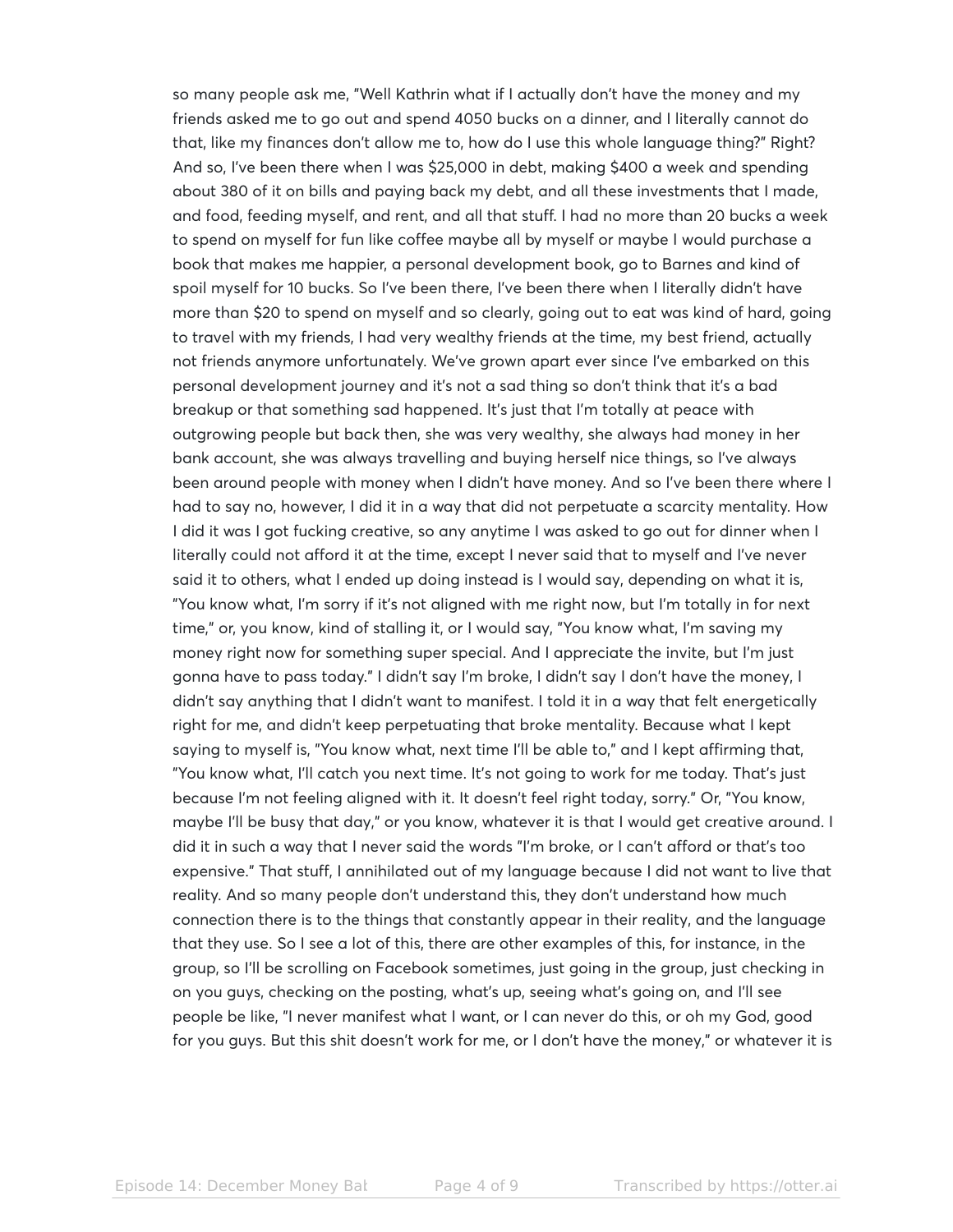so many people ask me, "Well Kathrin what if I actually don't have the money and my friends asked me to go out and spend 4050 bucks on a dinner, and I literally cannot do that, like my finances don't allow me to, how do I use this whole language thing?" Right? And so, I've been there when I was $25,000 in debt, making $400 a week and spending about 380 of it on bills and paying back my debt, and all these investments that I made, and food, feeding myself, and rent, and all that stuff. I had no more than 20 bucks a week to spend on myself for fun like coffee maybe all by myself or maybe I would purchase a book that makes me happier, a personal development book, go to Barnes and kind of spoil myself for 10 bucks. So I've been there, I've been there when I literally didn't have more than $20 to spend on myself and so clearly, going out to eat was kind of hard, going to travel with my friends, I had very wealthy friends at the time, my best friend, actually not friends anymore unfortunately. We've grown apart ever since I've embarked on this personal development journey and it's not a sad thing so don't think that it's a bad breakup or that something sad happened. It's just that I'm totally at peace with outgrowing people but back then, she was very wealthy, she always had money in her bank account, she was always travelling and buying herself nice things, so I've always been around people with money when I didn't have money. And so I've been there where I had to say no, however, I did it in a way that did not perpetuate a scarcity mentality. How I did it was I got fucking creative, so any anytime I was asked to go out for dinner when I literally could not afford it at the time, except I never said that to myself and I've never said it to others, what I ended up doing instead is I would say, depending on what it is, "You know what, I'm sorry if it's not aligned with me right now, but I'm totally in for next time," or, you know, kind of stalling it, or I would say, "You know what, I'm saving my money right now for something super special. And I appreciate the invite, but I'm just gonna have to pass today." I didn't say I'm broke, I didn't say I don't have the money, I didn't say anything that I didn't want to manifest. I told it in a way that felt energetically right for me, and didn't keep perpetuating that broke mentality. Because what I kept saying to myself is, "You know what, next time I'll be able to," and I kept affirming that, "You know what, I'll catch you next time. It's not going to work for me today. That's just because I'm not feeling aligned with it. It doesn't feel right today, sorry." Or, "You know, maybe I'll be busy that day," or you know, whatever it is that I would get creative around. I did it in such a way that I never said the words "I'm broke, or I can't afford or that's too expensive." That stuff, I annihilated out of my language because I did not want to live that reality. And so many people don't understand this, they don't understand how much connection there is to the things that constantly appear in their reality, and the language that they use. So I see a lot of this, there are other examples of this, for instance, in the group, so I'll be scrolling on Facebook sometimes, just going in the group, just checking in on you guys, checking on the posting, what's up, seeing what's going on, and I'll see people be like, "I never manifest what I want, or I can never do this, or oh my God, good for you guys. But this shit doesn't work for me, or I don't have the money," or whatever it is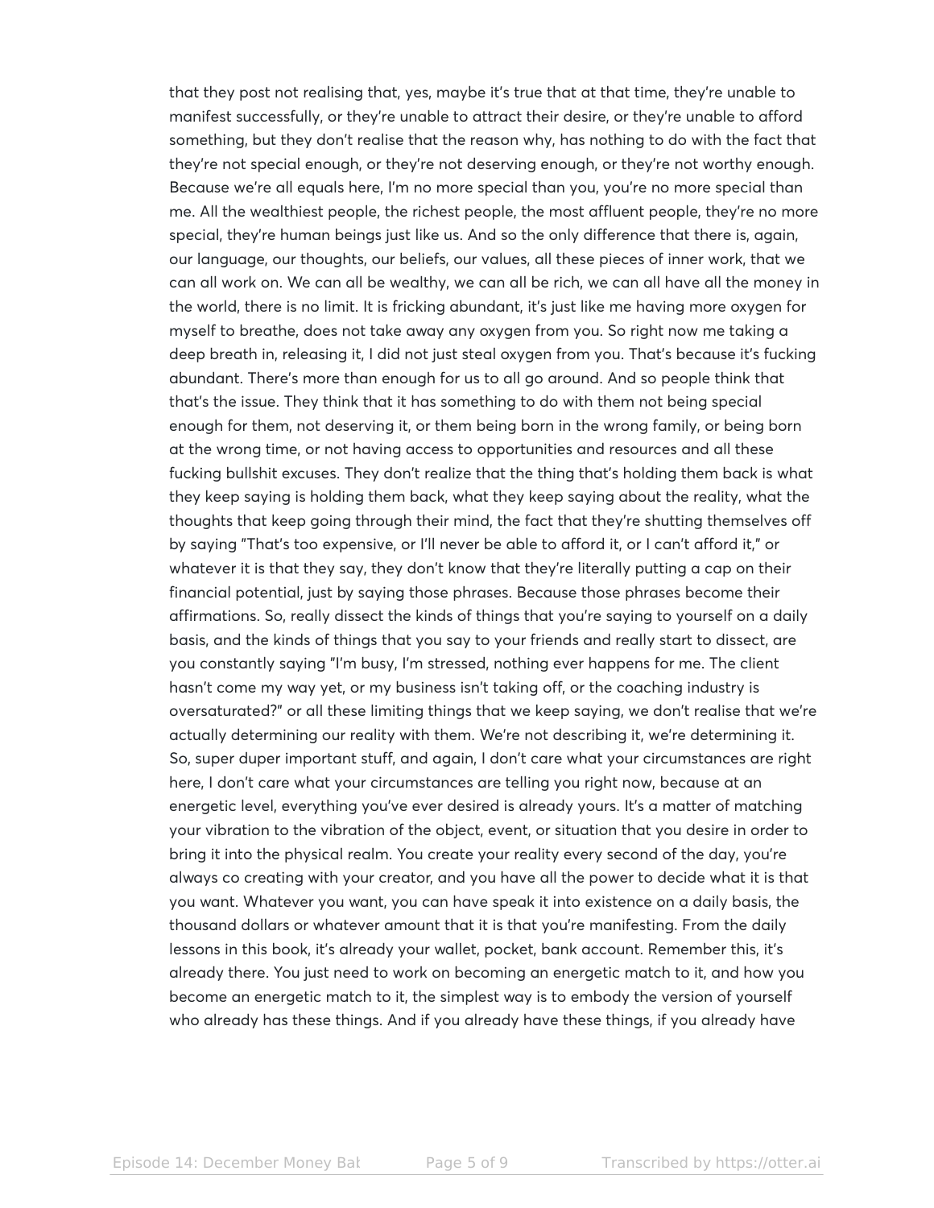that they post not realising that, yes, maybe it's true that at that time, they're unable to manifest successfully, or they're unable to attract their desire, or they're unable to afford something, but they don't realise that the reason why, has nothing to do with the fact that they're not special enough, or they're not deserving enough, or they're not worthy enough. Because we're all equals here, I'm no more special than you, you're no more special than me. All the wealthiest people, the richest people, the most affluent people, they're no more special, they're human beings just like us. And so the only difference that there is, again, our language, our thoughts, our beliefs, our values, all these pieces of inner work, that we can all work on. We can all be wealthy, we can all be rich, we can all have all the money in the world, there is no limit. It is fricking abundant, it's just like me having more oxygen for myself to breathe, does not take away any oxygen from you. So right now me taking a deep breath in, releasing it, I did not just steal oxygen from you. That's because it's fucking abundant. There's more than enough for us to all go around. And so people think that that's the issue. They think that it has something to do with them not being special enough for them, not deserving it, or them being born in the wrong family, or being born at the wrong time, or not having access to opportunities and resources and all these fucking bullshit excuses. They don't realize that the thing that's holding them back is what they keep saying is holding them back, what they keep saying about the reality, what the thoughts that keep going through their mind, the fact that they're shutting themselves off by saying "That's too expensive, or I'll never be able to afford it, or I can't afford it," or whatever it is that they say, they don't know that they're literally putting a cap on their financial potential, just by saying those phrases. Because those phrases become their affirmations. So, really dissect the kinds of things that you're saying to yourself on a daily basis, and the kinds of things that you say to your friends and really start to dissect, are you constantly saying "I'm busy, I'm stressed, nothing ever happens for me. The client hasn't come my way yet, or my business isn't taking off, or the coaching industry is oversaturated?" or all these limiting things that we keep saying, we don't realise that we're actually determining our reality with them. We're not describing it, we're determining it. So, super duper important stuff, and again, I don't care what your circumstances are right here, I don't care what your circumstances are telling you right now, because at an energetic level, everything you've ever desired is already yours. It's a matter of matching your vibration to the vibration of the object, event, or situation that you desire in order to bring it into the physical realm. You create your reality every second of the day, you're always co creating with your creator, and you have all the power to decide what it is that you want. Whatever you want, you can have speak it into existence on a daily basis, the thousand dollars or whatever amount that it is that you're manifesting. From the daily lessons in this book, it's already your wallet, pocket, bank account. Remember this, it's already there. You just need to work on becoming an energetic match to it, and how you become an energetic match to it, the simplest way is to embody the version of yourself who already has these things. And if you already have these things, if you already have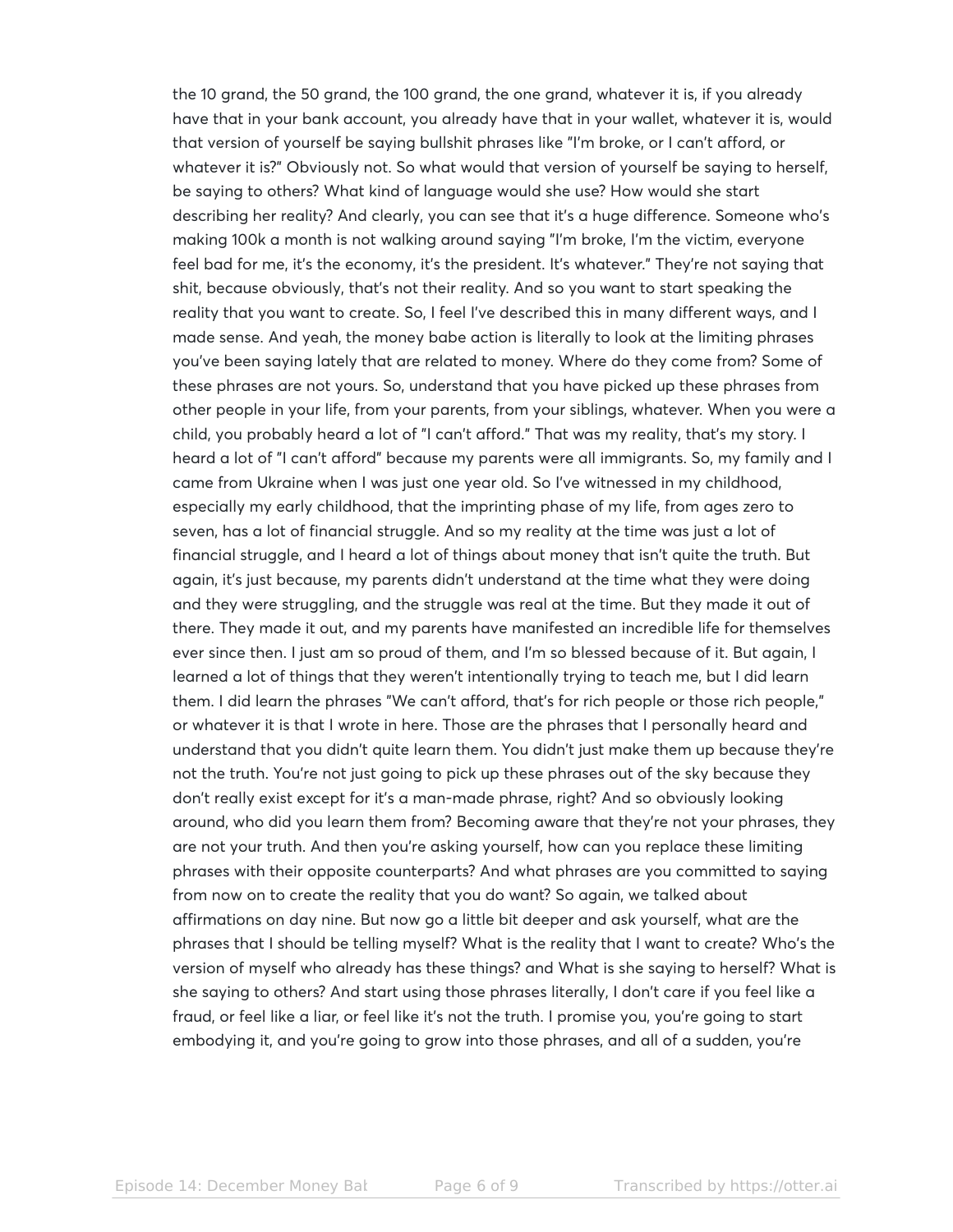the 10 grand, the 50 grand, the 100 grand, the one grand, whatever it is, if you already have that in your bank account, you already have that in your wallet, whatever it is, would that version of yourself be saying bullshit phrases like "I'm broke, or I can't afford, or whatever it is?" Obviously not. So what would that version of yourself be saying to herself, be saying to others? What kind of language would she use? How would she start describing her reality? And clearly, you can see that it's a huge difference. Someone who's making 100k a month is not walking around saying "I'm broke, I'm the victim, everyone feel bad for me, it's the economy, it's the president. It's whatever." They're not saying that shit, because obviously, that's not their reality. And so you want to start speaking the reality that you want to create. So, I feel I've described this in many different ways, and I made sense. And yeah, the money babe action is literally to look at the limiting phrases you've been saying lately that are related to money. Where do they come from? Some of these phrases are not yours. So, understand that you have picked up these phrases from other people in your life, from your parents, from your siblings, whatever. When you were a child, you probably heard a lot of "I can't afford." That was my reality, that's my story. I heard a lot of "I can't afford" because my parents were all immigrants. So, my family and I came from Ukraine when I was just one year old. So I've witnessed in my childhood, especially my early childhood, that the imprinting phase of my life, from ages zero to seven, has a lot of financial struggle. And so my reality at the time was just a lot of financial struggle, and I heard a lot of things about money that isn't quite the truth. But again, it's just because, my parents didn't understand at the time what they were doing and they were struggling, and the struggle was real at the time. But they made it out of there. They made it out, and my parents have manifested an incredible life for themselves ever since then. I just am so proud of them, and I'm so blessed because of it. But again, I learned a lot of things that they weren't intentionally trying to teach me, but I did learn them. I did learn the phrases "We can't afford, that's for rich people or those rich people," or whatever it is that I wrote in here. Those are the phrases that I personally heard and understand that you didn't quite learn them. You didn't just make them up because they're not the truth. You're not just going to pick up these phrases out of the sky because they don't really exist except for it's a man-made phrase, right? And so obviously looking around, who did you learn them from? Becoming aware that they're not your phrases, they are not your truth. And then you're asking yourself, how can you replace these limiting phrases with their opposite counterparts? And what phrases are you committed to saying from now on to create the reality that you do want? So again, we talked about affirmations on day nine. But now go a little bit deeper and ask yourself, what are the phrases that I should be telling myself? What is the reality that I want to create? Who's the version of myself who already has these things? and What is she saying to herself? What is she saying to others? And start using those phrases literally, I don't care if you feel like a fraud, or feel like a liar, or feel like it's not the truth. I promise you, you're going to start embodying it, and you're going to grow into those phrases, and all of a sudden, you're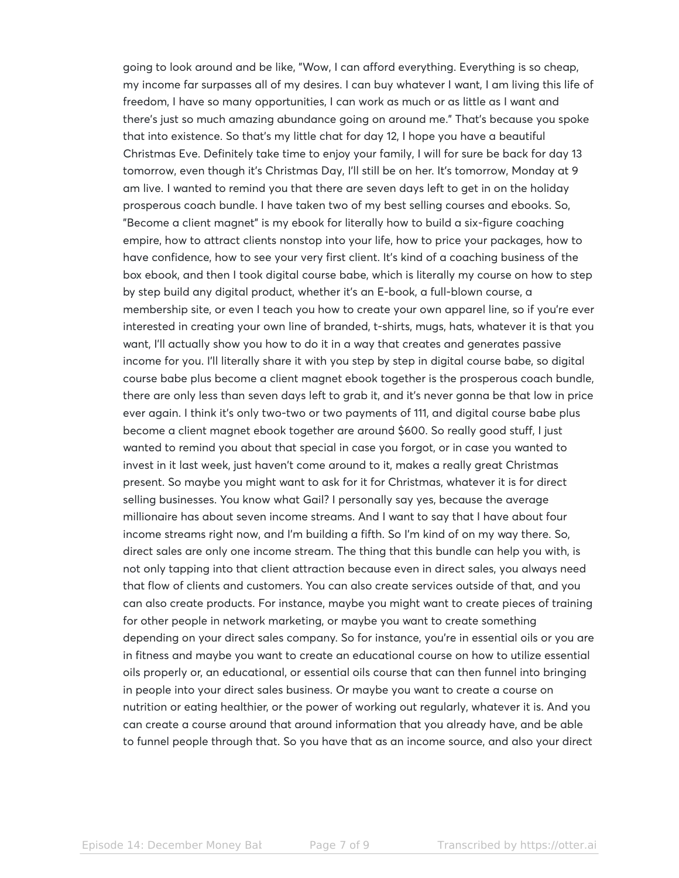going to look around and be like, "Wow, I can afford everything. Everything is so cheap, my income far surpasses all of my desires. I can buy whatever I want, I am living this life of freedom, I have so many opportunities, I can work as much or as little as I want and there's just so much amazing abundance going on around me." That's because you spoke that into existence. So that's my little chat for day 12, I hope you have a beautiful Christmas Eve. Definitely take time to enjoy your family, I will for sure be back for day 13 tomorrow, even though it's Christmas Day, I'll still be on her. It's tomorrow, Monday at 9 am live. I wanted to remind you that there are seven days left to get in on the holiday prosperous coach bundle. I have taken two of my best selling courses and ebooks. So, "Become a client magnet" is my ebook for literally how to build a six-figure coaching empire, how to attract clients nonstop into your life, how to price your packages, how to have confidence, how to see your very first client. It's kind of a coaching business of the box ebook, and then I took digital course babe, which is literally my course on how to step by step build any digital product, whether it's an E-book, a full-blown course, a membership site, or even I teach you how to create your own apparel line, so if you're ever interested in creating your own line of branded, t-shirts, mugs, hats, whatever it is that you want, I'll actually show you how to do it in a way that creates and generates passive income for you. I'll literally share it with you step by step in digital course babe, so digital course babe plus become a client magnet ebook together is the prosperous coach bundle, there are only less than seven days left to grab it, and it's never gonna be that low in price ever again. I think it's only two-two or two payments of 111, and digital course babe plus become a client magnet ebook together are around $600. So really good stuff, I just wanted to remind you about that special in case you forgot, or in case you wanted to invest in it last week, just haven't come around to it, makes a really great Christmas present. So maybe you might want to ask for it for Christmas, whatever it is for direct selling businesses. You know what Gail? I personally say yes, because the average millionaire has about seven income streams. And I want to say that I have about four income streams right now, and I'm building a fifth. So I'm kind of on my way there. So, direct sales are only one income stream. The thing that this bundle can help you with, is not only tapping into that client attraction because even in direct sales, you always need that flow of clients and customers. You can also create services outside of that, and you can also create products. For instance, maybe you might want to create pieces of training for other people in network marketing, or maybe you want to create something depending on your direct sales company. So for instance, you're in essential oils or you are in fitness and maybe you want to create an educational course on how to utilize essential oils properly or, an educational, or essential oils course that can then funnel into bringing in people into your direct sales business. Or maybe you want to create a course on nutrition or eating healthier, or the power of working out regularly, whatever it is. And you can create a course around that around information that you already have, and be able to funnel people through that. So you have that as an income source, and also your direct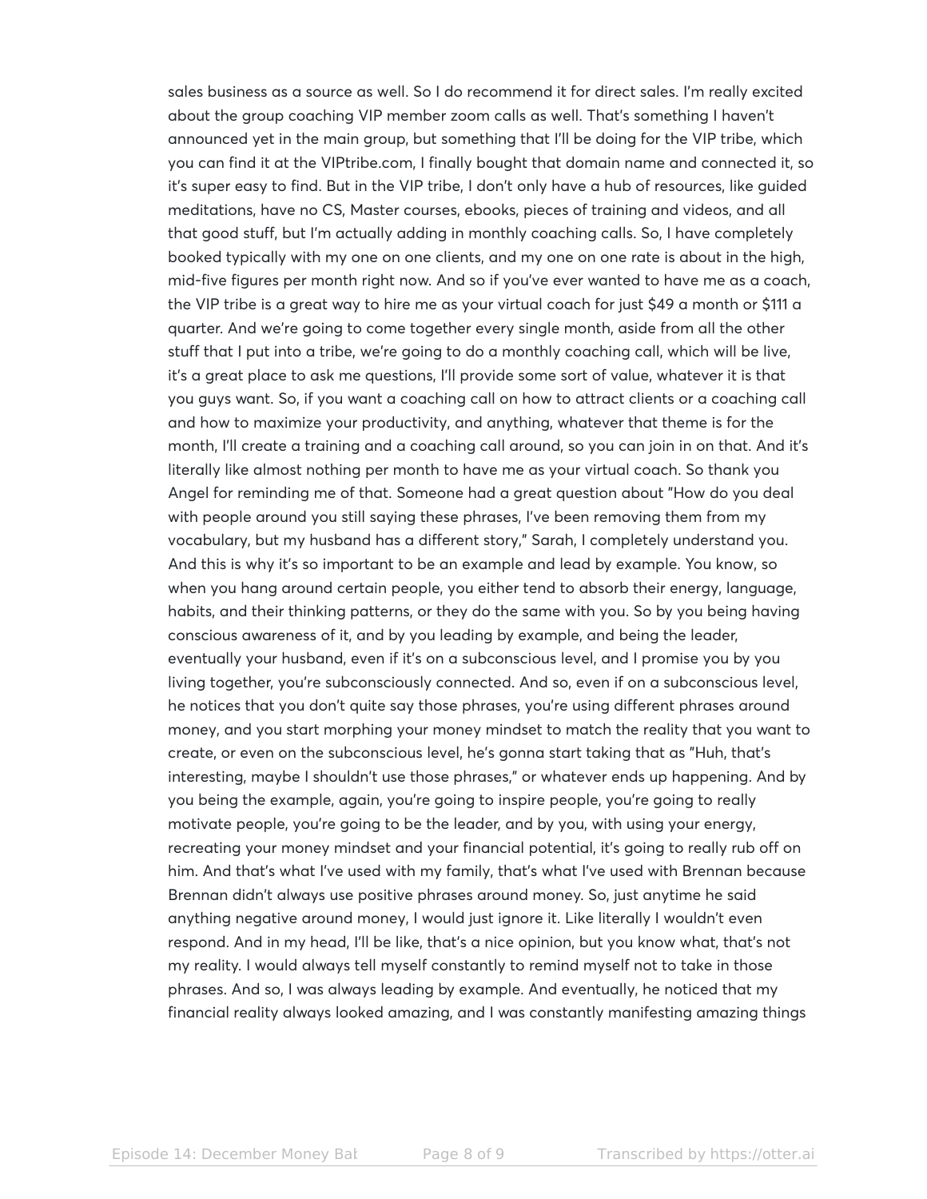sales business as a source as well. So I do recommend it for direct sales. I'm really excited about the group coaching VIP member zoom calls as well. That's something I haven't announced yet in the main group, but something that I'll be doing for the VIP tribe, which you can find it at the VIPtribe.com, I finally bought that domain name and connected it, so it's super easy to find. But in the VIP tribe, I don't only have a hub of resources, like guided meditations, have no CS, Master courses, ebooks, pieces of training and videos, and all that good stuff, but I'm actually adding in monthly coaching calls. So, I have completely booked typically with my one on one clients, and my one on one rate is about in the high, mid-five figures per month right now. And so if you've ever wanted to have me as a coach, the VIP tribe is a great way to hire me as your virtual coach for just $49 a month or $111 a quarter. And we're going to come together every single month, aside from all the other stuff that I put into a tribe, we're going to do a monthly coaching call, which will be live, it's a great place to ask me questions, I'll provide some sort of value, whatever it is that you guys want. So, if you want a coaching call on how to attract clients or a coaching call and how to maximize your productivity, and anything, whatever that theme is for the month, I'll create a training and a coaching call around, so you can join in on that. And it's literally like almost nothing per month to have me as your virtual coach. So thank you Angel for reminding me of that. Someone had a great question about "How do you deal with people around you still saying these phrases, I've been removing them from my vocabulary, but my husband has a different story," Sarah, I completely understand you. And this is why it's so important to be an example and lead by example. You know, so when you hang around certain people, you either tend to absorb their energy, language, habits, and their thinking patterns, or they do the same with you. So by you being having conscious awareness of it, and by you leading by example, and being the leader, eventually your husband, even if it's on a subconscious level, and I promise you by you living together, you're subconsciously connected. And so, even if on a subconscious level, he notices that you don't quite say those phrases, you're using different phrases around money, and you start morphing your money mindset to match the reality that you want to create, or even on the subconscious level, he's gonna start taking that as "Huh, that's interesting, maybe I shouldn't use those phrases," or whatever ends up happening. And by you being the example, again, you're going to inspire people, you're going to really motivate people, you're going to be the leader, and by you, with using your energy, recreating your money mindset and your financial potential, it's going to really rub off on him. And that's what I've used with my family, that's what I've used with Brennan because Brennan didn't always use positive phrases around money. So, just anytime he said anything negative around money, I would just ignore it. Like literally I wouldn't even respond. And in my head, I'll be like, that's a nice opinion, but you know what, that's not my reality. I would always tell myself constantly to remind myself not to take in those phrases. And so, I was always leading by example. And eventually, he noticed that my financial reality always looked amazing, and I was constantly manifesting amazing things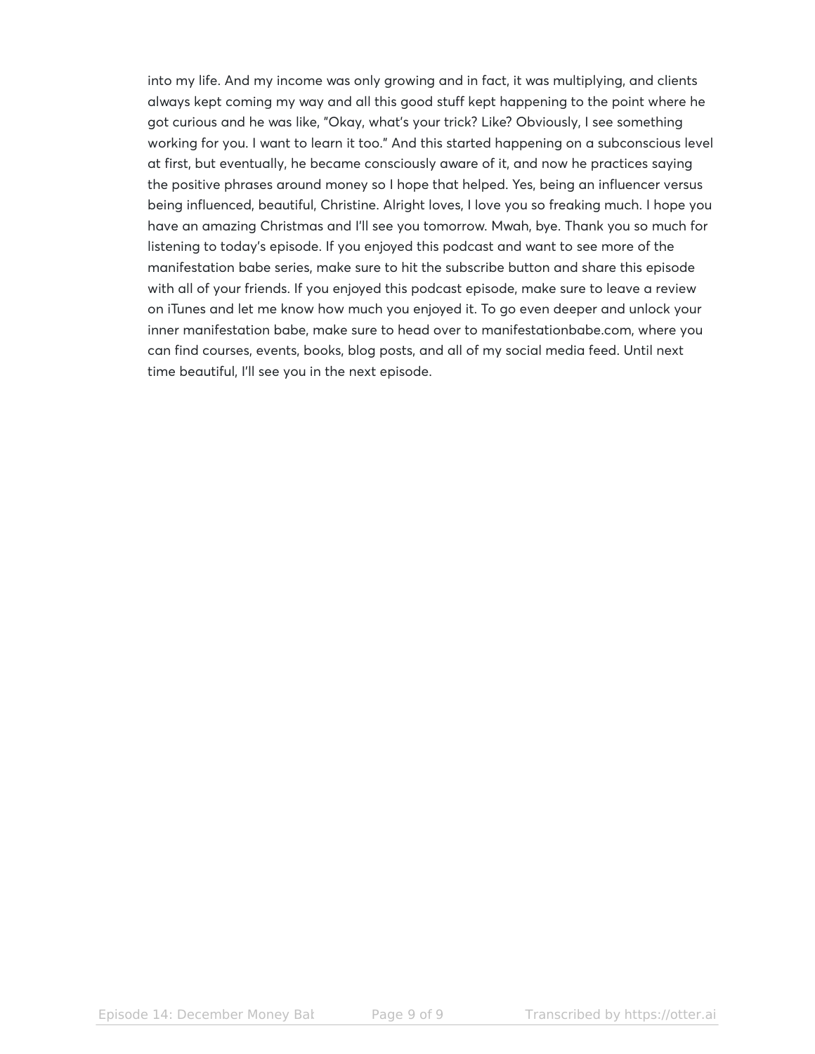into my life. And my income was only growing and in fact, it was multiplying, and clients always kept coming my way and all this good stuff kept happening to the point where he got curious and he was like, "Okay, what's your trick? Like? Obviously, I see something working for you. I want to learn it too." And this started happening on a subconscious level at first, but eventually, he became consciously aware of it, and now he practices saying the positive phrases around money so I hope that helped. Yes, being an influencer versus being influenced, beautiful, Christine. Alright loves, I love you so freaking much. I hope you have an amazing Christmas and I'll see you tomorrow. Mwah, bye. Thank you so much for listening to today's episode. If you enjoyed this podcast and want to see more of the manifestation babe series, make sure to hit the subscribe button and share this episode with all of your friends. If you enjoyed this podcast episode, make sure to leave a review on iTunes and let me know how much you enjoyed it. To go even deeper and unlock your inner manifestation babe, make sure to head over to manifestationbabe.com, where you can find courses, events, books, blog posts, and all of my social media feed. Until next time beautiful, I'll see you in the next episode.